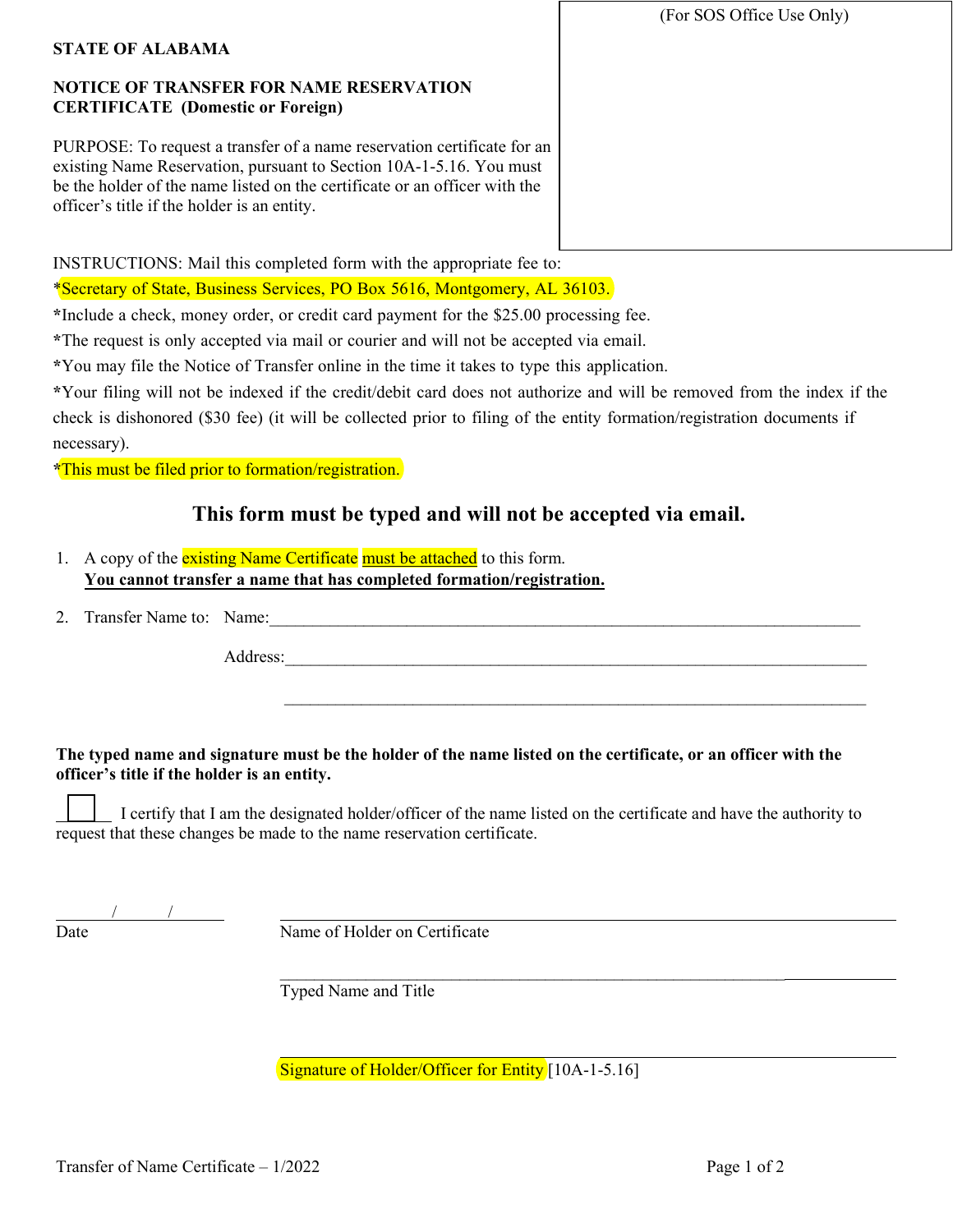(For SOS Office Use Only)

**STATE OF ALABAMA**

**NOTICE OF TRANSFER FOR NAME RESERVATION CERTIFICATE (Domestic or Foreign)**

PURPOSE: To request a transfer of a name reservation certificate for an existing Name Reservation, pursuant to Section 10A-1-5.16. You must be the holder of the name listed on the certificate or an officer with the officer's title if the holder is an entity.

INSTRUCTIONS: Mail this completed form with the appropriate fee to:

*Secretary of State, Business Services, PO Box 5616, Montgomery, AL 36103.

*Include a check, money order, or credit card payment for the $25.00 processing fee.

*The request is only accepted via mail or courier and will not be accepted via email.

*You may file the Notice of Transfer online in the time it takes to type this application.

*Your filing will not be indexed if the credit/debit card does not authorize and will be removed from the index if the check is dishonored ($30 fee) (it will be collected prior to filing of the entity formation/registration documents if necessary).

*This must be filed prior to formation/registration.

## This form must be typed and will not be accepted via email.

1. A copy of the existing Name Certificate must be attached to this form.
   **You cannot transfer a name that has completed formation/registration.**

2. Transfer Name to: Name:\_\_\_\_\_\_\_\_\_\_\_\_\_\_\_\_\_\_\_\_\_\_\_\_\_\_\_\_\_\_\_\_\_\_\_\_\_\_\_\_

   Address:\_\_\_\_\_\_\_\_\_\_\_\_\_\_\_\_\_\_\_\_\_\_\_\_\_\_\_\_\_\_\_\_\_\_\_\_\_\_\_\_

   \_\_\_\_\_\_\_\_\_\_\_\_\_\_\_\_\_\_\_\_\_\_\_\_\_\_\_\_\_\_\_\_\_\_\_\_\_\_\_\_

**The typed name and signature must be the holder of the name listed on the certificate, or an officer with the officer's title if the holder is an entity.**

☐ I certify that I am the designated holder/officer of the name listed on the certificate and have the authority to request that these changes be made to the name reservation certificate.

\_\_\_\_/\_\_\_\_/\_\_\_\_
Date

\_\_\_\_\_\_\_\_\_\_\_\_\_\_\_\_\_\_\_\_\_\_\_\_\_\_\_\_\_\_\_\_\_\_\_\_\_\_\_\_
Name of Holder on Certificate

\_\_\_\_\_\_\_\_\_\_\_\_\_\_\_\_\_\_\_\_\_\_\_\_\_\_\_\_\_\_\_\_\_\_\_\_\_\_\_\_
Typed Name and Title

\_\_\_\_\_\_\_\_\_\_\_\_\_\_\_\_\_\_\_\_\_\_\_\_\_\_\_\_\_\_\_\_\_\_\_\_\_\_\_\_
Signature of Holder/Officer for Entity [10A-1-5.16]

Transfer of Name Certificate – 1/2022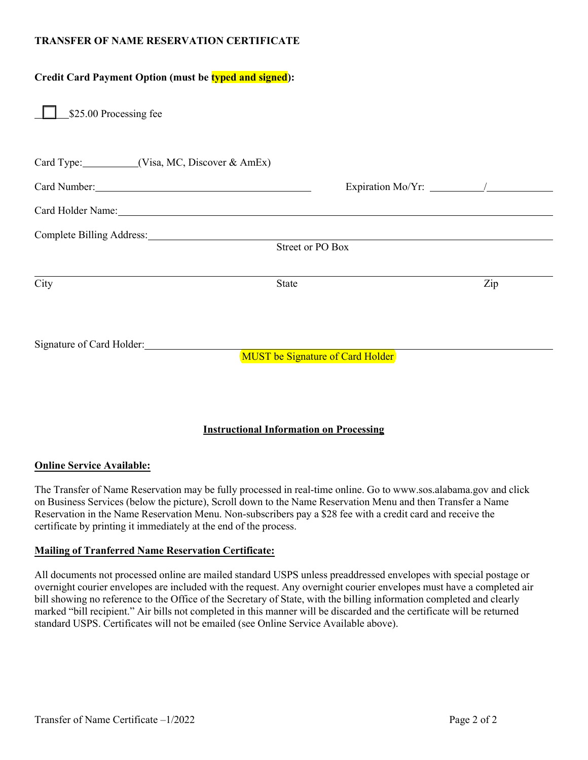**TRANSFER OF NAME RESERVATION CERTIFICATE**

**Credit Card Payment Option (must be typed and signed):**

☐ $25.00 Processing fee

Card Type:__________(Visa, MC, Discover & AmEx)

Card Number:________________________________________ Expiration Mo/Yr: __________/____________

Card Holder Name:________________________________________________________________________

Complete Billing Address:__________________________________________________________________

Street or PO Box

__________________________________________________________________________________________

City State Zip

Signature of Card Holder:__________________________________________________________________

MUST be Signature of Card Holder

**Instructional Information on Processing**

**Online Service Available:**

The Transfer of Name Reservation may be fully processed in real-time online. Go to www.sos.alabama.gov and click on Business Services (below the picture), Scroll down to the Name Reservation Menu and then Transfer a Name Reservation in the Name Reservation Menu. Non-subscribers pay a $28 fee with a credit card and receive the certificate by printing it immediately at the end of the process.

**Mailing of Tranferred Name Reservation Certificate:**

All documents not processed online are mailed standard USPS unless preaddressed envelopes with special postage or overnight courier envelopes are included with the request. Any overnight courier envelopes must have a completed air bill showing no reference to the Office of the Secretary of State, with the billing information completed and clearly marked "bill recipient." Air bills not completed in this manner will be discarded and the certificate will be returned standard USPS. Certificates will not be emailed (see Online Service Available above).

Transfer of Name Certificate –1/2022